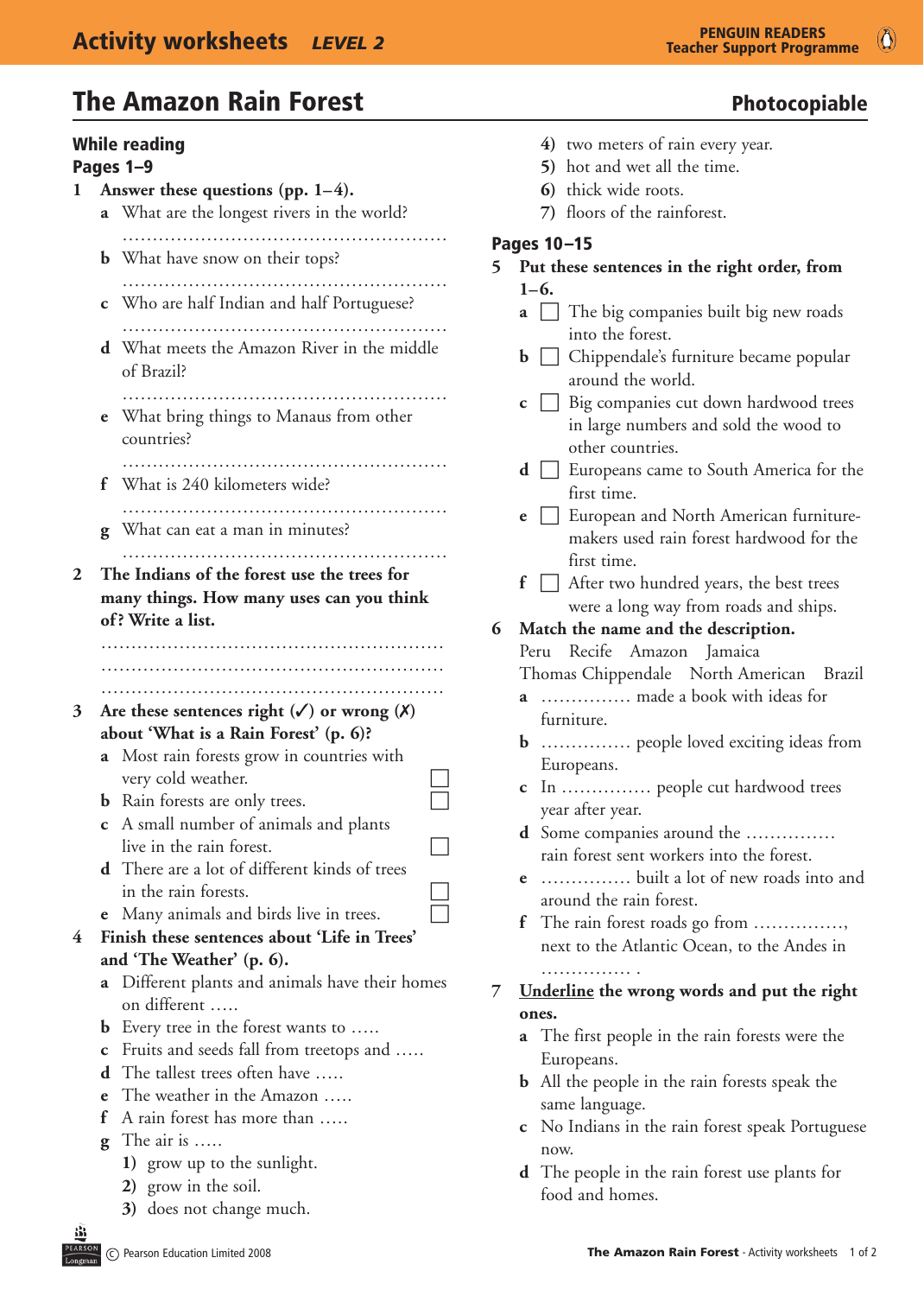# The Amazon Rain Forest

**Photocopiable**

## While reading

### Pages 1–9

**1 Answer these questions (pp. 1–4).**

a What are the longest rivers in the world?

.......................................................

b What have snow on their tops?

.......................................................

c Who are half Indian and half Portuguese?

.......................................................

d What meets the Amazon River in the middle of Brazil?

.......................................................

e What bring things to Manaus from other countries?

.......................................................

f What is 240 kilometers wide?

.......................................................

g What can eat a man in minutes?

.......................................................

**2 The Indians of the forest use the trees for many things. How many uses can you think of? Write a list.**

.......................................................

.......................................................

.......................................................

**3 Are these sentences right (✓) or wrong (✗) about 'What is a Rain Forest' (p. 6)?**

a Most rain forests grow in countries with very cold weather. ☐

b Rain forests are only trees. ☐

c A small number of animals and plants live in the rain forest. ☐

d There are a lot of different kinds of trees in the rain forests. ☐

e Many animals and birds live in trees. ☐

**4 Finish these sentences about 'Life in Trees' and 'The Weather' (p. 6).**

a Different plants and animals have their homes on different .....

b Every tree in the forest wants to .....

c Fruits and seeds fall from treetops and .....

d The tallest trees often have .....

e The weather in the Amazon .....

f A rain forest has more than .....

g The air is .....

1) grow up to the sunlight.
2) grow in the soil.
3) does not change much.
4) two meters of rain every year.
5) hot and wet all the time.
6) thick wide roots.
7) floors of the rainforest.

### Pages 10–15

**5 Put these sentences in the right order, from 1–6.**

a ☐ The big companies built big new roads into the forest.

b ☐ Chippendale's furniture became popular around the world.

c ☐ Big companies cut down hardwood trees in large numbers and sold the wood to other countries.

d ☐ Europeans came to South America for the first time.

e ☐ European and North American furniture-makers used rain forest hardwood for the first time.

f ☐ After two hundred years, the best trees were a long way from roads and ships.

**6 Match the name and the description.**

Peru Recife Amazon Jamaica
Thomas Chippendale North American Brazil

a ............... made a book with ideas for furniture.

b ............... people loved exciting ideas from Europeans.

c In ............... people cut hardwood trees year after year.

d Some companies around the ............... rain forest sent workers into the forest.

e ............... built a lot of new roads into and around the rain forest.

f The rain forest roads go from ..............., next to the Atlantic Ocean, to the Andes in ............... .

**7 Underline the wrong words and put the right ones.**

a The first people in the rain forests were the Europeans.

b All the people in the rain forests speak the same language.

c No Indians in the rain forest speak Portuguese now.

d The people in the rain forest use plants for food and homes.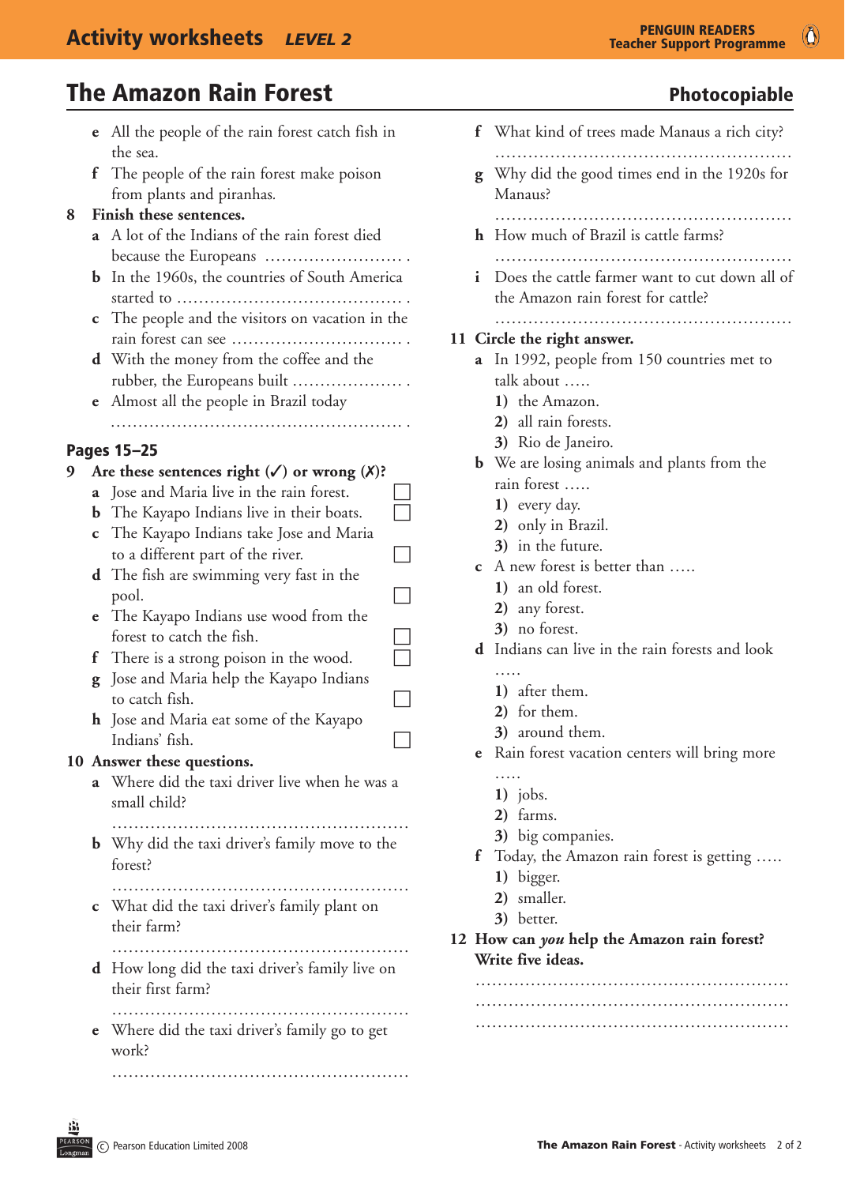## The Amazon Rain Forest

**Photocopiable**

e All the people of the rain forest catch fish in the sea.

f The people of the rain forest make poison from plants and piranhas.

**8 Finish these sentences.**

a A lot of the Indians of the rain forest died because the Europeans ........................ .

b In the 1960s, the countries of South America started to ........................................ .

c The people and the visitors on vacation in the rain forest can see .............................. .

d With the money from the coffee and the rubber, the Europeans built ................... .

e Almost all the people in Brazil today
..................................................... .

### Pages 15–25

**9 Are these sentences right (✓) or wrong (✗)?**

a Jose and Maria live in the rain forest. ☐

b The Kayapo Indians live in their boats. ☐

c The Kayapo Indians take Jose and Maria to a different part of the river. ☐

d The fish are swimming very fast in the pool. ☐

e The Kayapo Indians use wood from the forest to catch the fish. ☐

f There is a strong poison in the wood. ☐

g Jose and Maria help the Kayapo Indians to catch fish. ☐

h Jose and Maria eat some of the Kayapo Indians' fish. ☐

**10 Answer these questions.**

a Where did the taxi driver live when he was a small child?
.....................................................

b Why did the taxi driver's family move to the forest?
.....................................................

c What did the taxi driver's family plant on their farm?
.....................................................

d How long did the taxi driver's family live on their first farm?
.....................................................

e Where did the taxi driver's family go to get work?
.....................................................

f What kind of trees made Manaus a rich city?
.....................................................

g Why did the good times end in the 1920s for Manaus?
.....................................................

h How much of Brazil is cattle farms?
.....................................................

i Does the cattle farmer want to cut down all of the Amazon rain forest for cattle?
.....................................................

**11 Circle the right answer.**

a In 1992, people from 150 countries met to talk about .....
  1) the Amazon.
  2) all rain forests.
  3) Rio de Janeiro.

b We are losing animals and plants from the rain forest .....
  1) every day.
  2) only in Brazil.
  3) in the future.

c A new forest is better than .....
  1) an old forest.
  2) any forest.
  3) no forest.

d Indians can live in the rain forests and look .....
  1) after them.
  2) for them.
  3) around them.

e Rain forest vacation centers will bring more .....
  1) jobs.
  2) farms.
  3) big companies.

f Today, the Amazon rain forest is getting .....
  1) bigger.
  2) smaller.
  3) better.

**12 How can *you* help the Amazon rain forest? Write five ideas.**

.....................................................
.....................................................
.....................................................

© Pearson Education Limited 2008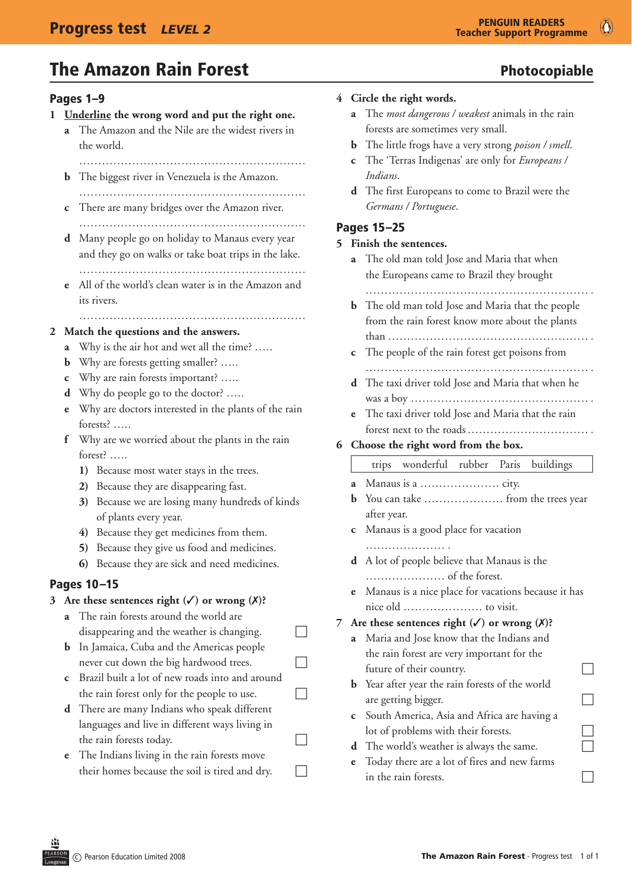# The Amazon Rain Forest

**Photocopiable**

## Pages 1–9

**1 Underline the wrong word and put the right one.**

**a** The Amazon and the Nile are the widest rivers in the world.

...........................................................

**b** The biggest river in Venezuela is the Amazon.

...........................................................

**c** There are many bridges over the Amazon river.

...........................................................

**d** Many people go on holiday to Manaus every year and they go on walks or take boat trips in the lake.

...........................................................

**e** All of the world's clean water is in the Amazon and its rivers.

...........................................................

**2 Match the questions and the answers.**

**a** Why is the air hot and wet all the time? .....

**b** Why are forests getting smaller? .....

**c** Why are rain forests important? .....

**d** Why do people go to the doctor? .....

**e** Why are doctors interested in the plants of the rain forests? .....

**f** Why are we worried about the plants in the rain forest? .....

**1)** Because most water stays in the trees.

**2)** Because they are disappearing fast.

**3)** Because we are losing many hundreds of kinds of plants every year.

**4)** Because they get medicines from them.

**5)** Because they give us food and medicines.

**6)** Because they are sick and need medicines.

## Pages 10–15

**3 Are these sentences right (✓) or wrong (✗)?**

**a** The rain forests around the world are disappearing and the weather is changing. ☐

**b** In Jamaica, Cuba and the Americas people never cut down the big hardwood trees. ☐

**c** Brazil built a lot of new roads into and around the rain forest only for the people to use. ☐

**d** There are many Indians who speak different languages and live in different ways living in the rain forests today. ☐

**e** The Indians living in the rain forests move their homes because the soil is tired and dry. ☐

**4 Circle the right words.**

**a** The *most dangerous / weakest* animals in the rain forests are sometimes very small.

**b** The little frogs have a very strong *poison / smell*.

**c** The 'Terras Indigenas' are only for *Europeans / Indians*.

**d** The first Europeans to come to Brazil were the *Germans / Portuguese*.

## Pages 15–25

**5 Finish the sentences.**

**a** The old man told Jose and Maria that when the Europeans came to Brazil they brought

............................................................ .

**b** The old man told Jose and Maria that the people from the rain forest know more about the plants than ................................................... .

**c** The people of the rain forest get poisons from

............................................................ .

**d** The taxi driver told Jose and Maria that when he was a boy ............................................. .

**e** The taxi driver told Jose and Maria that the rain forest next to the roads ................................ .

**6 Choose the right word from the box.**

| trips | wonderful | rubber | Paris | buildings |
|---|---|---|---|---|

**a** Manaus is a ..................... city.

**b** You can take ..................... from the trees year after year.

**c** Manaus is a good place for vacation ..................... .

**d** A lot of people believe that Manaus is the ..................... of the forest.

**e** Manaus is a nice place for vacations because it has nice old ..................... to visit.

**7 Are these sentences right (✓) or wrong (✗)?**

**a** Maria and Jose know that the Indians and the rain forest are very important for the future of their country. ☐

**b** Year after year the rain forests of the world are getting bigger. ☐

**c** South America, Asia and Africa are having a lot of problems with their forests. ☐

**d** The world's weather is always the same. ☐

**e** Today there are a lot of fires and new farms in the rain forests. ☐

© Pearson Education Limited 2008